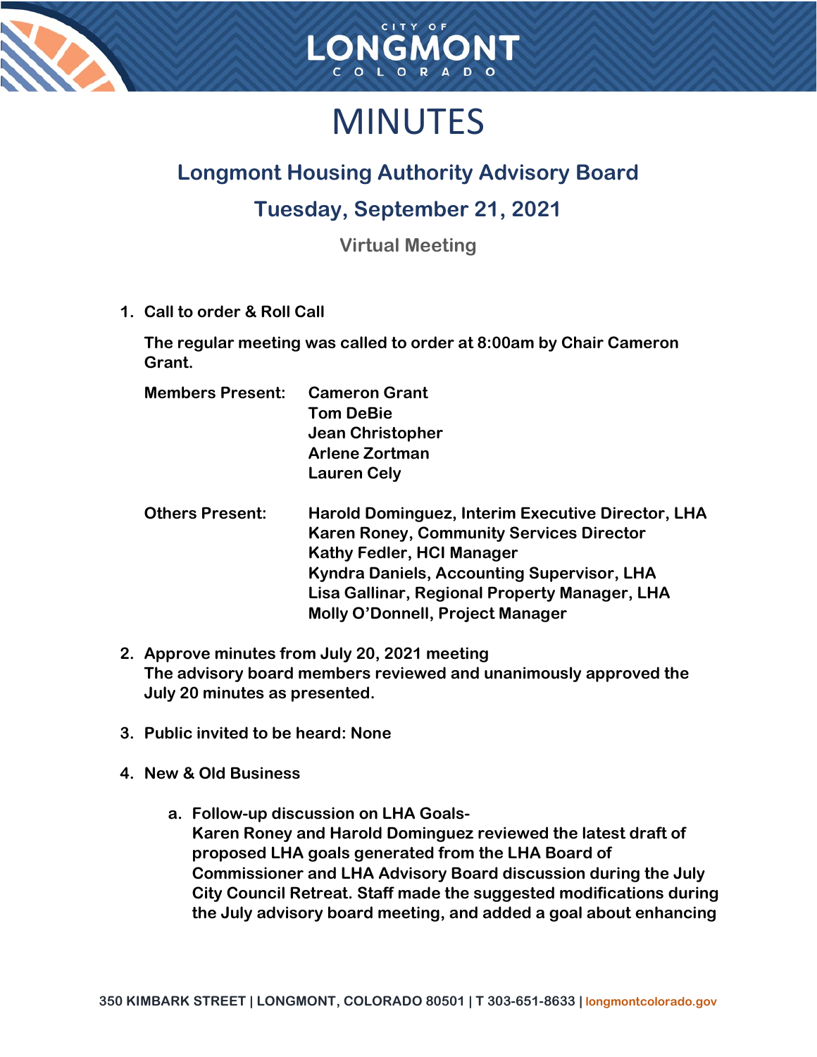# MINUTES

## Longmont Housing Authority Advisory Board

## Tuesday, September 21, 2021

### Virtual Meeting

1. **Call to order & Roll Call**

   **The regular meeting was called to order at 8:00am by Chair Cameron Grant.**

   **Members Present:** Cameron Grant
   Tom DeBie
   Jean Christopher
   Arlene Zortman
   Lauren Cely

   **Others Present:** Harold Dominguez, Interim Executive Director, LHA
   Karen Roney, Community Services Director
   Kathy Fedler, HCI Manager
   Kyndra Daniels, Accounting Supervisor, LHA
   Lisa Gallinar, Regional Property Manager, LHA
   Molly O'Donnell, Project Manager

2. **Approve minutes from July 20, 2021 meeting**
   **The advisory board members reviewed and unanimously approved the July 20 minutes as presented.**

3. **Public invited to be heard: None**

4. **New & Old Business**

   a. **Follow-up discussion on LHA Goals-**
   **Karen Roney and Harold Dominguez reviewed the latest draft of proposed LHA goals generated from the LHA Board of Commissioner and LHA Advisory Board discussion during the July City Council Retreat. Staff made the suggested modifications during the July advisory board meeting, and added a goal about enhancing**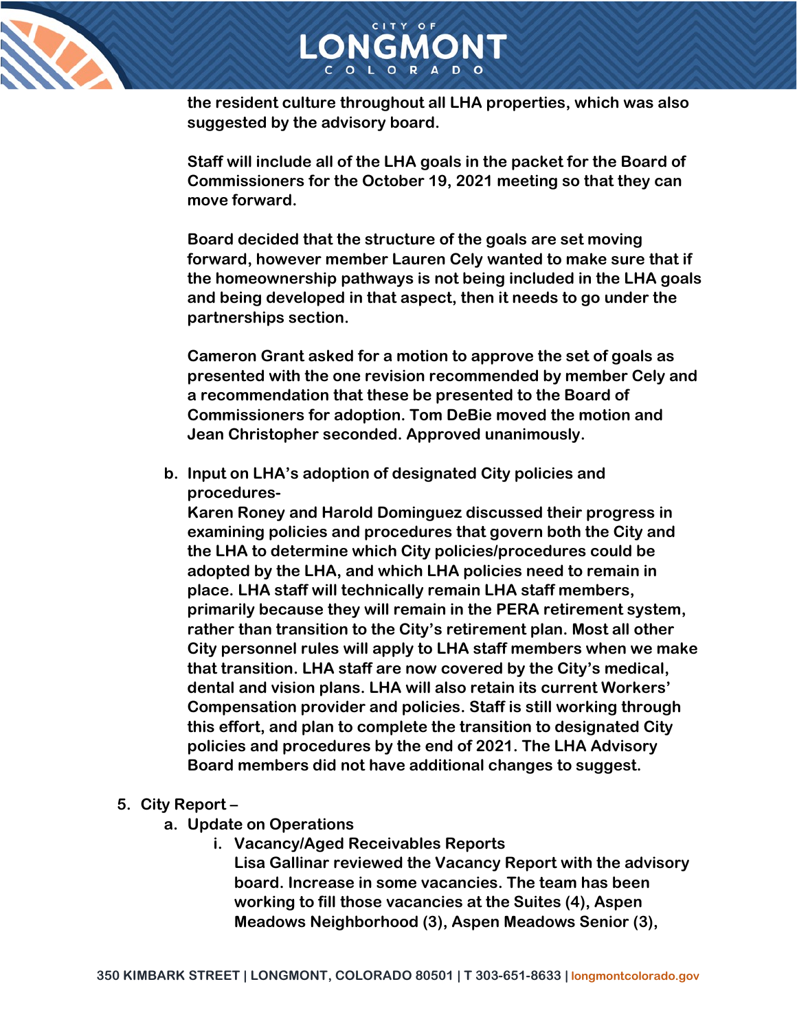the resident culture throughout all LHA properties, which was also suggested by the advisory board.

Staff will include all of the LHA goals in the packet for the Board of Commissioners for the October 19, 2021 meeting so that they can move forward.

Board decided that the structure of the goals are set moving forward, however member Lauren Cely wanted to make sure that if the homeownership pathways is not being included in the LHA goals and being developed in that aspect, then it needs to go under the partnerships section.

Cameron Grant asked for a motion to approve the set of goals as presented with the one revision recommended by member Cely and a recommendation that these be presented to the Board of Commissioners for adoption. Tom DeBie moved the motion and Jean Christopher seconded. Approved unanimously.

b. Input on LHA's adoption of designated City policies and procedures-
Karen Roney and Harold Dominguez discussed their progress in examining policies and procedures that govern both the City and the LHA to determine which City policies/procedures could be adopted by the LHA, and which LHA policies need to remain in place. LHA staff will technically remain LHA staff members, primarily because they will remain in the PERA retirement system, rather than transition to the City's retirement plan. Most all other City personnel rules will apply to LHA staff members when we make that transition. LHA staff are now covered by the City's medical, dental and vision plans. LHA will also retain its current Workers' Compensation provider and policies. Staff is still working through this effort, and plan to complete the transition to designated City policies and procedures by the end of 2021. The LHA Advisory Board members did not have additional changes to suggest.

5. City Report –
   a. Update on Operations
      i. Vacancy/Aged Receivables Reports
      Lisa Gallinar reviewed the Vacancy Report with the advisory board. Increase in some vacancies. The team has been working to fill those vacancies at the Suites (4), Aspen Meadows Neighborhood (3), Aspen Meadows Senior (3),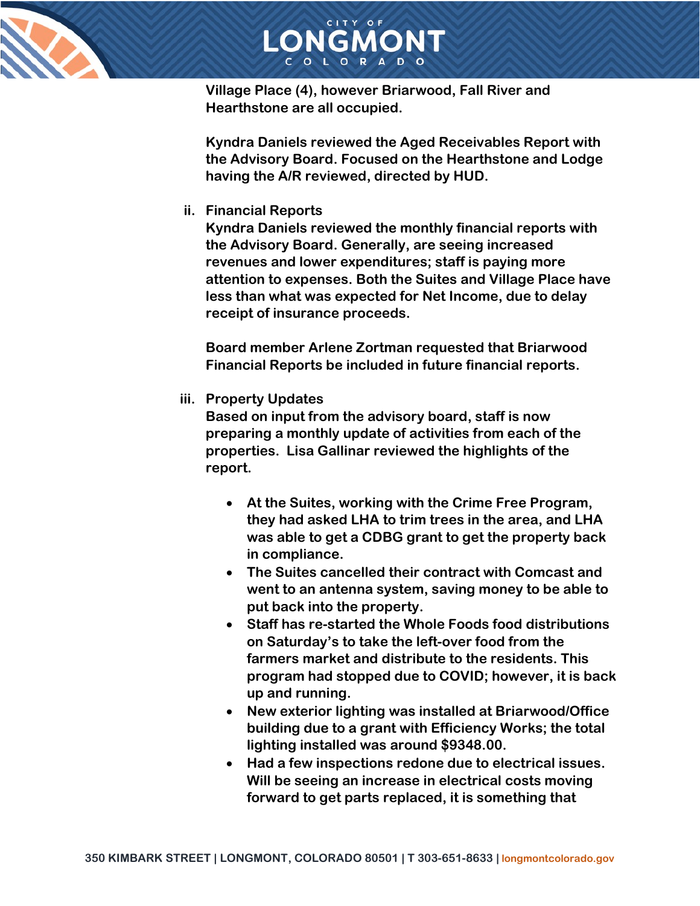**Village Place (4), however Briarwood, Fall River and Hearthstone are all occupied.**

**Kyndra Daniels reviewed the Aged Receivables Report with the Advisory Board. Focused on the Hearthstone and Lodge having the A/R reviewed, directed by HUD.**

ii. **Financial Reports**
   **Kyndra Daniels reviewed the monthly financial reports with the Advisory Board. Generally, are seeing increased revenues and lower expenditures; staff is paying more attention to expenses. Both the Suites and Village Place have less than what was expected for Net Income, due to delay receipt of insurance proceeds.**

   **Board member Arlene Zortman requested that Briarwood Financial Reports be included in future financial reports.**

iii. **Property Updates**
   **Based on input from the advisory board, staff is now preparing a monthly update of activities from each of the properties. Lisa Gallinar reviewed the highlights of the report.**

   - **At the Suites, working with the Crime Free Program, they had asked LHA to trim trees in the area, and LHA was able to get a CDBG grant to get the property back in compliance.**
   - **The Suites cancelled their contract with Comcast and went to an antenna system, saving money to be able to put back into the property.**
   - **Staff has re-started the Whole Foods food distributions on Saturday's to take the left-over food from the farmers market and distribute to the residents. This program had stopped due to COVID; however, it is back up and running.**
   - **New exterior lighting was installed at Briarwood/Office building due to a grant with Efficiency Works; the total lighting installed was around $9348.00.**
   - **Had a few inspections redone due to electrical issues. Will be seeing an increase in electrical costs moving forward to get parts replaced, it is something that**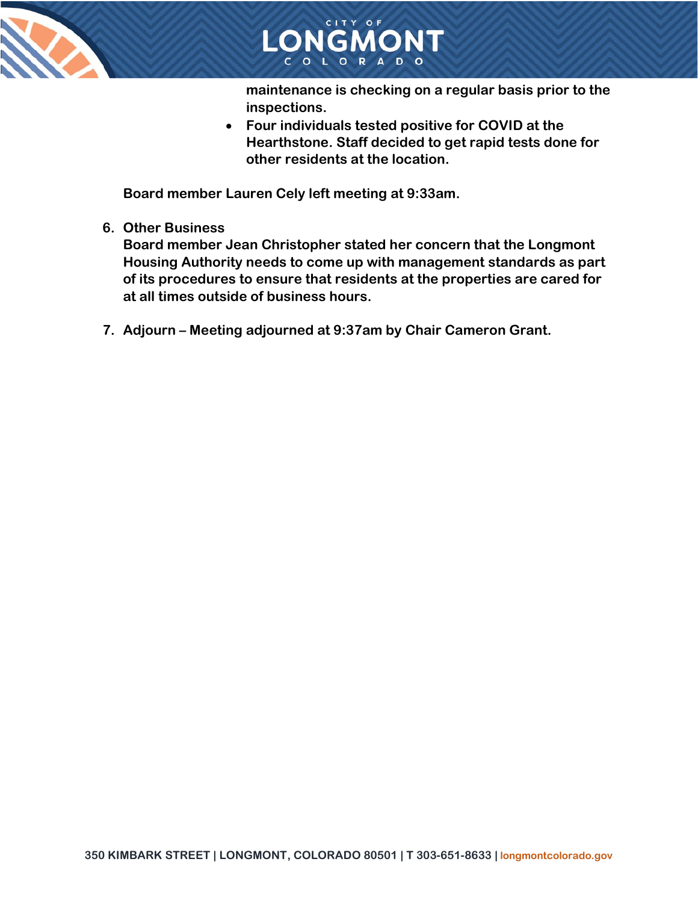maintenance is checking on a regular basis prior to the inspections.

- Four individuals tested positive for COVID at the Hearthstone. Staff decided to get rapid tests done for other residents at the location.

Board member Lauren Cely left meeting at 9:33am.

6. Other Business
   Board member Jean Christopher stated her concern that the Longmont Housing Authority needs to come up with management standards as part of its procedures to ensure that residents at the properties are cared for at all times outside of business hours.

7. Adjourn – Meeting adjourned at 9:37am by Chair Cameron Grant.